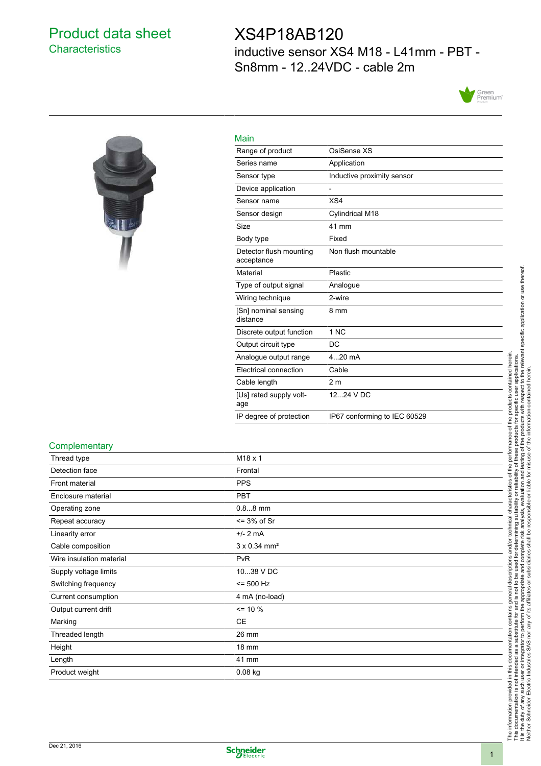# Product data sheet
## Characteristics

# XS4P18AB120
inductive sensor XS4 M18 - L41mm - PBT - Sn8mm - 12..24VDC - cable 2m

### Main

| | |
|---|---|
| Range of product | OsiSense XS |
| Series name | Application |
| Sensor type | Inductive proximity sensor |
| Device application | - |
| Sensor name | XS4 |
| Sensor design | Cylindrical M18 |
| Size | 41 mm |
| Body type | Fixed |
| Detector flush mounting acceptance | Non flush mountable |
| Material | Plastic |
| Type of output signal | Analogue |
| Wiring technique | 2-wire |
| [Sn] nominal sensing distance | 8 mm |
| Discrete output function | 1 NC |
| Output circuit type | DC |
| Analogue output range | 4...20 mA |
| Electrical connection | Cable |
| Cable length | 2 m |
| [Us] rated supply voltage | 12...24 V DC |
| IP degree of protection | IP67 conforming to IEC 60529 |

### Complementary

| | |
|---|---|
| Thread type | M18 x 1 |
| Detection face | Frontal |
| Front material | PPS |
| Enclosure material | PBT |
| Operating zone | 0.8...8 mm |
| Repeat accuracy | <= 3% of Sr |
| Linearity error | +/- 2 mA |
| Cable composition | 3 x 0.34 mm² |
| Wire insulation material | PvR |
| Supply voltage limits | 10...38 V DC |
| Switching frequency | <= 500 Hz |
| Current consumption | 4 mA (no-load) |
| Output current drift | <= 10 % |
| Marking | CE |
| Threaded length | 26 mm |
| Height | 18 mm |
| Length | 41 mm |
| Product weight | 0.08 kg |

The information provided in this documentation contains general descriptions and/or technical characteristics of the performance of the products contained herein. This documentation is not intended as a substitute for and is not to be used for determining suitability or reliability of these products for specific user applications. It is the duty of any such user or integrator to perform the appropriate and complete risk analysis, evaluation and testing of the products with respect to the relevant specific application or use thereof. Neither Schneider Electric Industries SAS nor any of its affiliates or subsidiaries shall be responsible or liable for misuse of the information contained herein.

Dec 21, 2016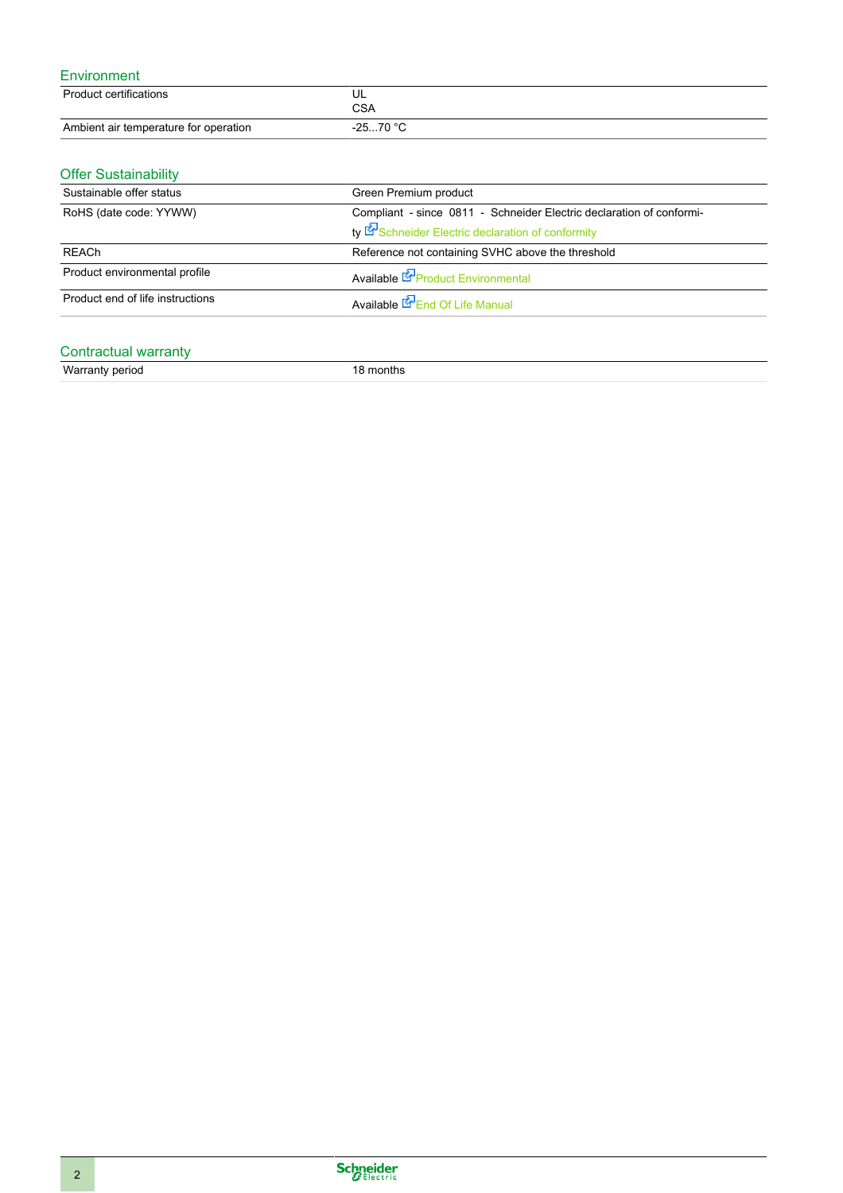## Environment

| | |
|---|---|
| Product certifications | UL<br>CSA |
| Ambient air temperature for operation | -25...70 °C |

## Offer Sustainability

| | |
|---|---|
| Sustainable offer status | Green Premium product |
| RoHS (date code: YYWW) | Compliant - since 0811 - Schneider Electric declaration of conformity Schneider Electric declaration of conformity |
| REACh | Reference not containing SVHC above the threshold |
| Product environmental profile | Available Product Environmental |
| Product end of life instructions | Available End Of Life Manual |

## Contractual warranty

| | |
|---|---|
| Warranty period | 18 months |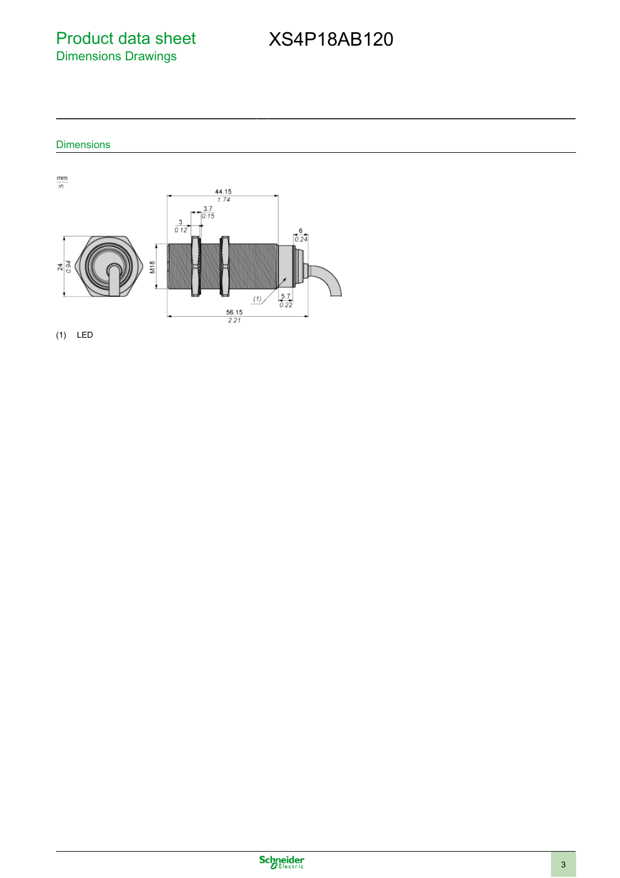## Dimensions

mm
in.

(1) LED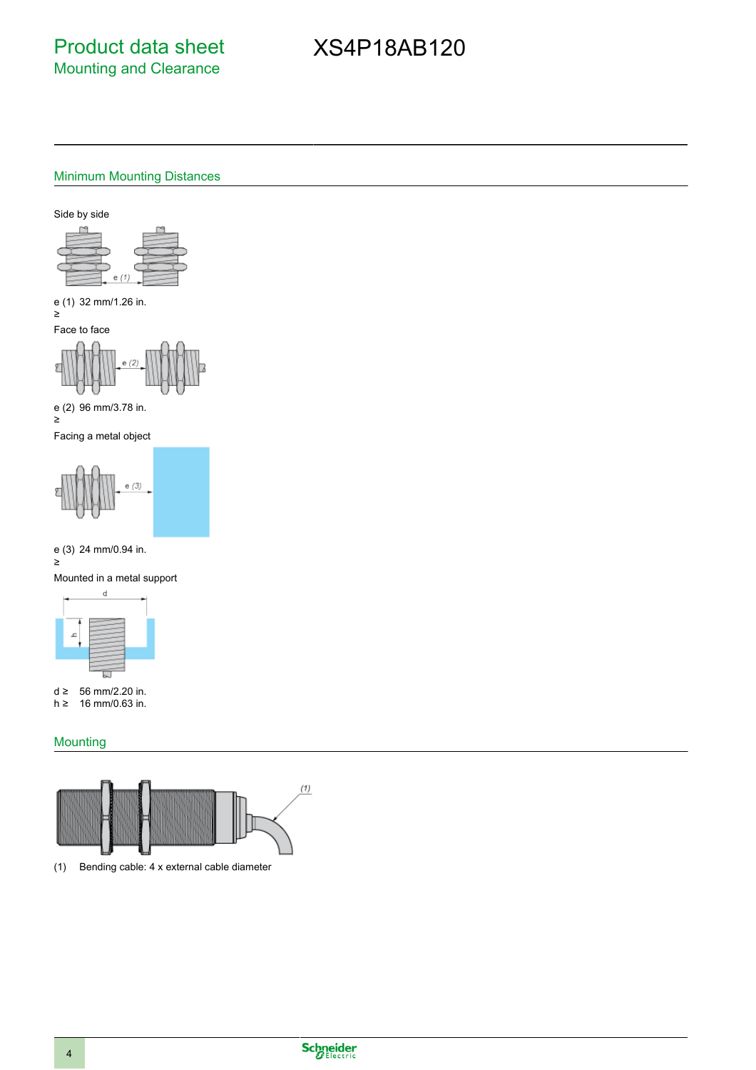# Product data sheet
## Mounting and Clearance

# XS4P18AB120

## Minimum Mounting Distances

Side by side

e (1) ≥ 32 mm/1.26 in.

Face to face

e (2) ≥ 96 mm/3.78 in.

Facing a metal object

e (3) ≥ 24 mm/0.94 in.

Mounted in a metal support

d ≥ 56 mm/2.20 in.
h ≥ 16 mm/0.63 in.

## Mounting

(1) Bending cable: 4 x external cable diameter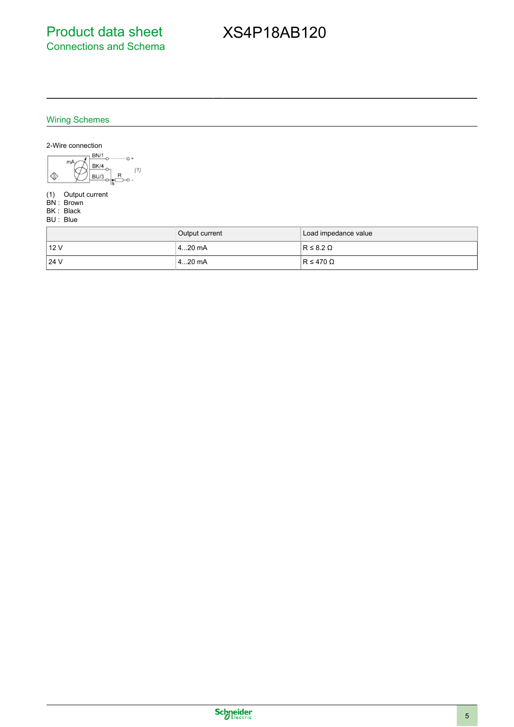# Product data sheet
## Connections and Schema

# XS4P18AB120

### Wiring Schemes

2-Wire connection

(1) Output current
BN : Brown
BK : Black
BU : Blue

| | Output current | Load impedance value |
|---|---|---|
| 12 V | 4...20 mA | R ≤ 8.2 Ω |
| 24 V | 4...20 mA | R ≤ 470 Ω |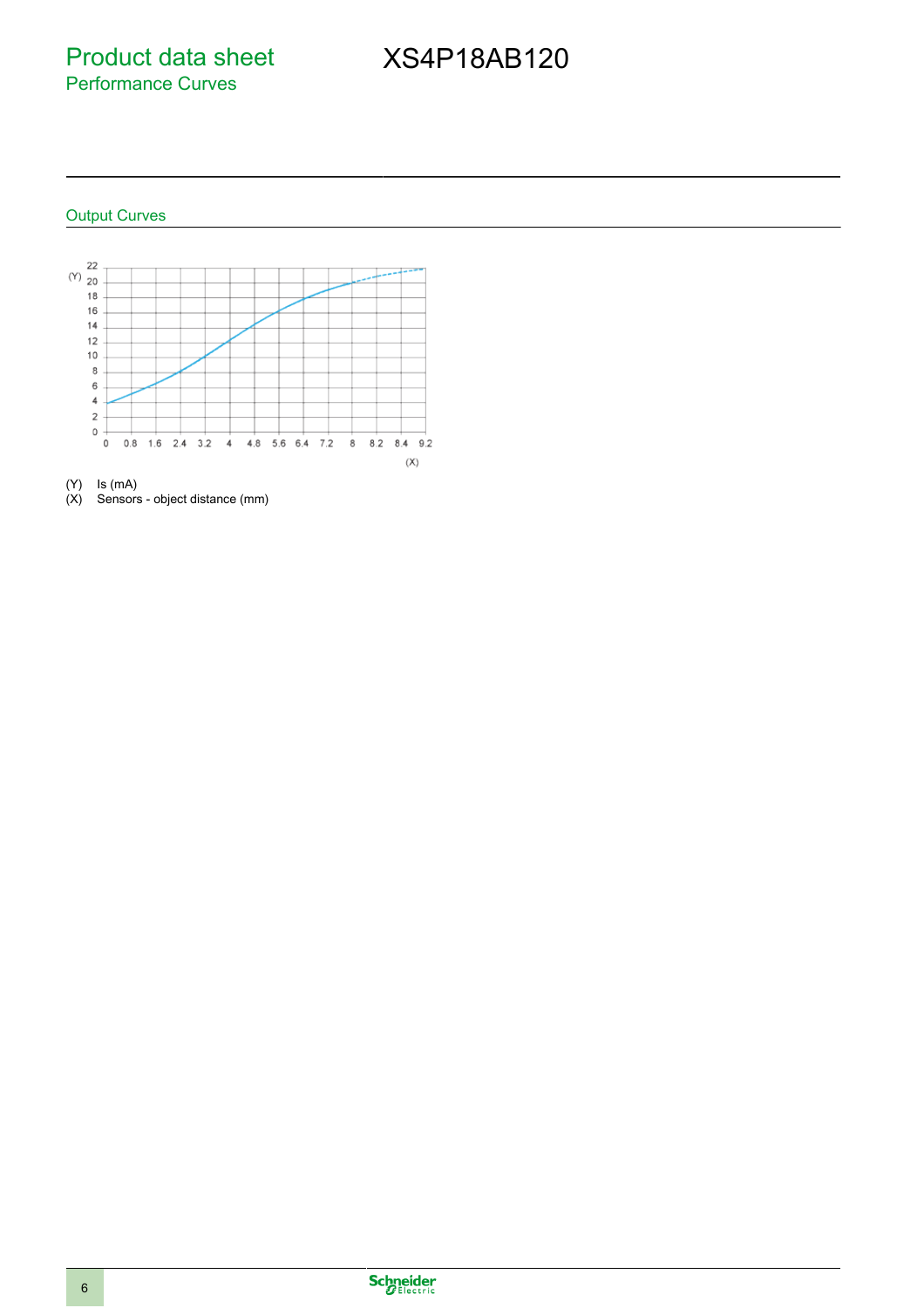# Product data sheet
## Performance Curves

# XS4P18AB120

### Output Curves

(Y)
22
20
18
16
14
12
10
8
6
4
2
0

0 0.8 1.6 2.4 3.2 4 4.8 5.6 6.4 7.2 8 8.2 8.4 9.2

(X)

(Y) Is (mA)
(X) Sensors - object distance (mm)